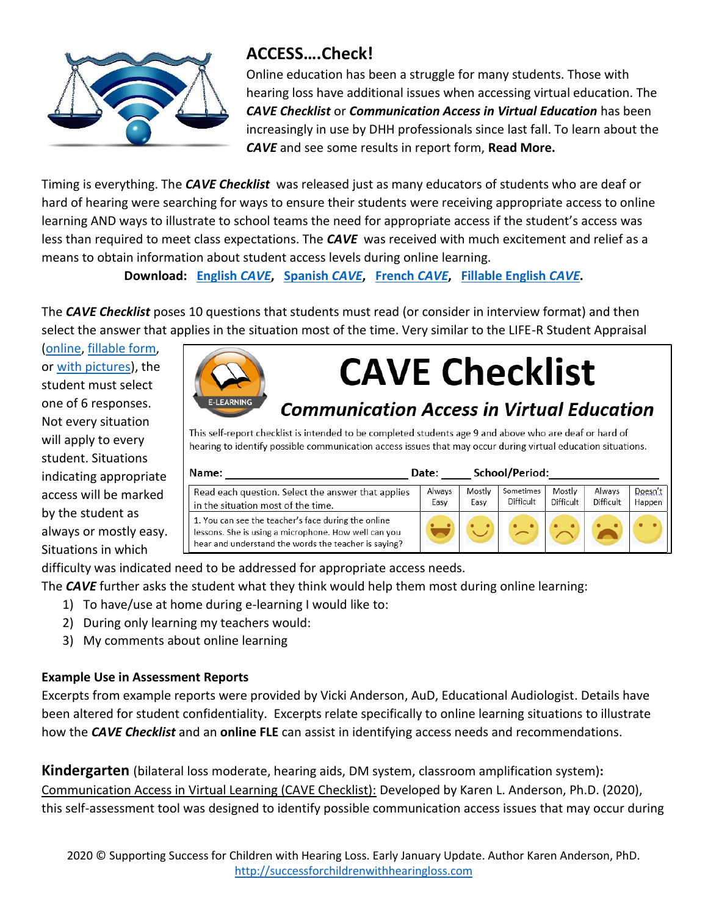## ACCESS….Check!

Online education has been a struggle for many students. Those with hearing loss have additional issues when accessing virtual education. The ***CAVE Checklist*** or ***Communication Access in Virtual Education*** has been increasingly in use by DHH professionals since last fall. To learn about the ***CAVE*** and see some results in report form, **Read More.**

Timing is everything. The ***CAVE Checklist*** was released just as many educators of students who are deaf or hard of hearing were searching for ways to ensure their students were receiving appropriate access to online learning AND ways to illustrate to school teams the need for appropriate access if the student's access was less than required to meet class expectations. The ***CAVE*** was received with much excitement and relief as a means to obtain information about student access levels during online learning.

**Download: English *CAVE*, Spanish *CAVE*, French *CAVE*, Fillable English *CAVE*.**

The ***CAVE Checklist*** poses 10 questions that students must read (or consider in interview format) and then select the answer that applies in the situation most of the time. Very similar to the LIFE-R Student Appraisal (online, fillable form, or with pictures), the student must select one of 6 responses. Not every situation will apply to every student. Situations indicating appropriate access will be marked by the student as always or mostly easy. Situations in which difficulty was indicated need to be addressed for appropriate access needs.

# CAVE Checklist

## *Communication Access in Virtual Education*

E-LEARNING

This self-report checklist is intended to be completed students age 9 and above who are deaf or hard of hearing to identify possible communication access issues that may occur during virtual education situations.

Name: ______________________ Date: _____ School/Period: ______________

| Read each question. Select the answer that applies in the situation most of the time. | Always Easy | Mostly Easy | Sometimes Difficult | Mostly Difficult | Always Difficult | Doesn't Happen |
|---|---|---|---|---|---|---|
| 1. You can see the teacher's face during the online lessons. She is using a microphone. How well can you hear and understand the words the teacher is saying? | | | | | | |

The ***CAVE*** further asks the student what they think would help them most during online learning:

1) To have/use at home during e-learning I would like to:
2) During only learning my teachers would:
3) My comments about online learning

**Example Use in Assessment Reports**

Excerpts from example reports were provided by Vicki Anderson, AuD, Educational Audiologist. Details have been altered for student confidentiality. Excerpts relate specifically to online learning situations to illustrate how the ***CAVE Checklist*** and an **online FLE** can assist in identifying access needs and recommendations.

**Kindergarten** (bilateral loss moderate, hearing aids, DM system, classroom amplification system)**:**
Communication Access in Virtual Learning (CAVE Checklist): Developed by Karen L. Anderson, Ph.D. (2020), this self-assessment tool was designed to identify possible communication access issues that may occur during

2020 © Supporting Success for Children with Hearing Loss. Early January Update. Author Karen Anderson, PhD.
http://successforchildrenwithhearingloss.com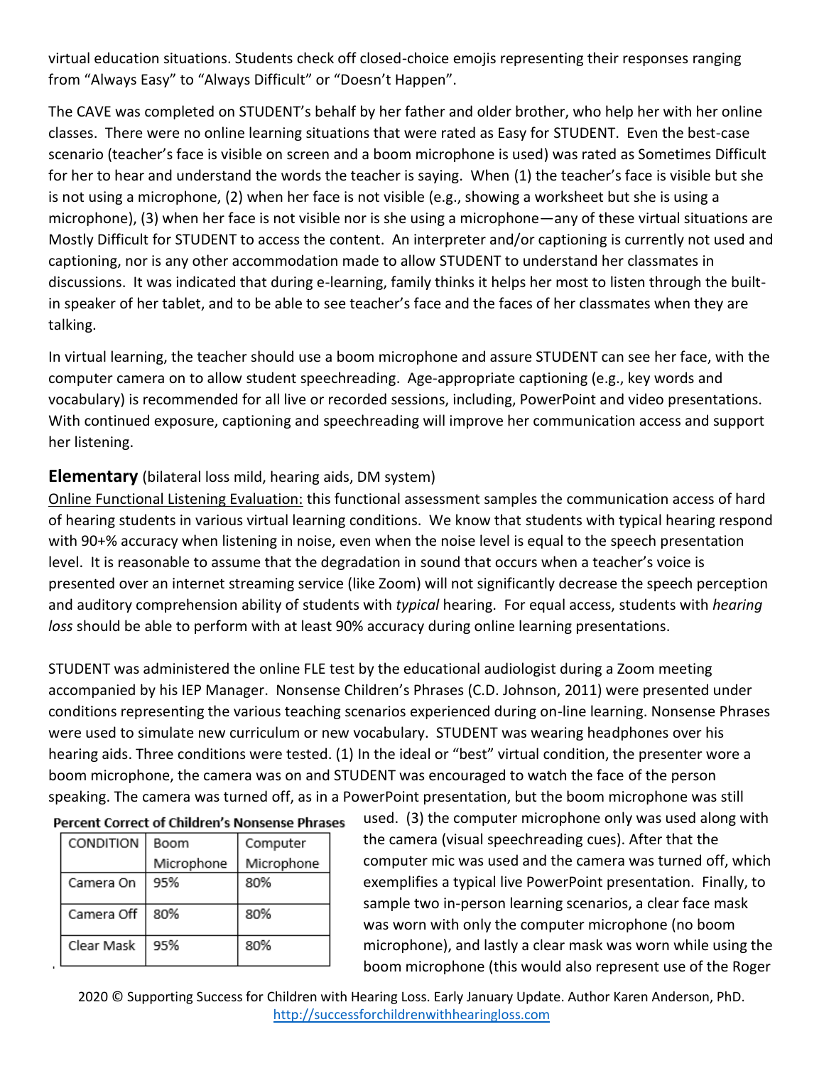virtual education situations. Students check off closed-choice emojis representing their responses ranging from "Always Easy" to "Always Difficult" or "Doesn't Happen".

The CAVE was completed on STUDENT's behalf by her father and older brother, who help her with her online classes. There were no online learning situations that were rated as Easy for STUDENT. Even the best-case scenario (teacher's face is visible on screen and a boom microphone is used) was rated as Sometimes Difficult for her to hear and understand the words the teacher is saying. When (1) the teacher's face is visible but she is not using a microphone, (2) when her face is not visible (e.g., showing a worksheet but she is using a microphone), (3) when her face is not visible nor is she using a microphone—any of these virtual situations are Mostly Difficult for STUDENT to access the content. An interpreter and/or captioning is currently not used and captioning, nor is any other accommodation made to allow STUDENT to understand her classmates in discussions. It was indicated that during e-learning, family thinks it helps her most to listen through the built-in speaker of her tablet, and to be able to see teacher's face and the faces of her classmates when they are talking.

In virtual learning, the teacher should use a boom microphone and assure STUDENT can see her face, with the computer camera on to allow student speechreading. Age-appropriate captioning (e.g., key words and vocabulary) is recommended for all live or recorded sessions, including, PowerPoint and video presentations. With continued exposure, captioning and speechreading will improve her communication access and support her listening.

## **Elementary** (bilateral loss mild, hearing aids, DM system)

Online Functional Listening Evaluation: this functional assessment samples the communication access of hard of hearing students in various virtual learning conditions. We know that students with typical hearing respond with 90+% accuracy when listening in noise, even when the noise level is equal to the speech presentation level. It is reasonable to assume that the degradation in sound that occurs when a teacher's voice is presented over an internet streaming service (like Zoom) will not significantly decrease the speech perception and auditory comprehension ability of students with *typical* hearing. For equal access, students with *hearing loss* should be able to perform with at least 90% accuracy during online learning presentations.

STUDENT was administered the online FLE test by the educational audiologist during a Zoom meeting accompanied by his IEP Manager. Nonsense Children's Phrases (C.D. Johnson, 2011) were presented under conditions representing the various teaching scenarios experienced during on-line learning. Nonsense Phrases were used to simulate new curriculum or new vocabulary. STUDENT was wearing headphones over his hearing aids. Three conditions were tested. (1) In the ideal or "best" virtual condition, the presenter wore a boom microphone, the camera was on and STUDENT was encouraged to watch the face of the person speaking. The camera was turned off, as in a PowerPoint presentation, but the boom microphone was still used. (3) the computer microphone only was used along with the camera (visual speechreading cues). After that the computer mic was used and the camera was turned off, which exemplifies a typical live PowerPoint presentation. Finally, to sample two in-person learning scenarios, a clear face mask was worn with only the computer microphone (no boom microphone), and lastly a clear mask was worn while using the boom microphone (this would also represent use of the Roger

**Percent Correct of Children's Nonsense Phrases**

| CONDITION | Boom Microphone | Computer Microphone |
|---|---|---|
| Camera On | 95% | 80% |
| Camera Off | 80% | 80% |
| Clear Mask | 95% | 80% |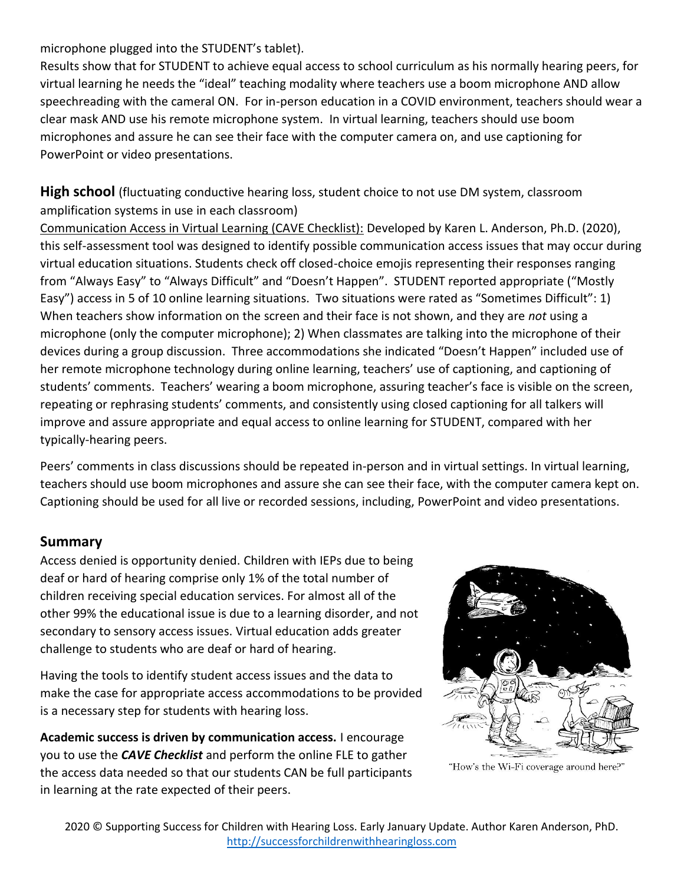microphone plugged into the STUDENT's tablet).

Results show that for STUDENT to achieve equal access to school curriculum as his normally hearing peers, for virtual learning he needs the "ideal" teaching modality where teachers use a boom microphone AND allow speechreading with the cameral ON. For in-person education in a COVID environment, teachers should wear a clear mask AND use his remote microphone system. In virtual learning, teachers should use boom microphones and assure he can see their face with the computer camera on, and use captioning for PowerPoint or video presentations.

**High school** (fluctuating conductive hearing loss, student choice to not use DM system, classroom amplification systems in use in each classroom)

Communication Access in Virtual Learning (CAVE Checklist): Developed by Karen L. Anderson, Ph.D. (2020), this self-assessment tool was designed to identify possible communication access issues that may occur during virtual education situations. Students check off closed-choice emojis representing their responses ranging from "Always Easy" to "Always Difficult" and "Doesn't Happen". STUDENT reported appropriate ("Mostly Easy") access in 5 of 10 online learning situations. Two situations were rated as "Sometimes Difficult": 1) When teachers show information on the screen and their face is not shown, and they are *not* using a microphone (only the computer microphone); 2) When classmates are talking into the microphone of their devices during a group discussion. Three accommodations she indicated "Doesn't Happen" included use of her remote microphone technology during online learning, teachers' use of captioning, and captioning of students' comments. Teachers' wearing a boom microphone, assuring teacher's face is visible on the screen, repeating or rephrasing students' comments, and consistently using closed captioning for all talkers will improve and assure appropriate and equal access to online learning for STUDENT, compared with her typically-hearing peers.

Peers' comments in class discussions should be repeated in-person and in virtual settings. In virtual learning, teachers should use boom microphones and assure she can see their face, with the computer camera kept on. Captioning should be used for all live or recorded sessions, including, PowerPoint and video presentations.

## Summary

Access denied is opportunity denied. Children with IEPs due to being deaf or hard of hearing comprise only 1% of the total number of children receiving special education services. For almost all of the other 99% the educational issue is due to a learning disorder, and not secondary to sensory access issues. Virtual education adds greater challenge to students who are deaf or hard of hearing.

Having the tools to identify student access issues and the data to make the case for appropriate access accommodations to be provided is a necessary step for students with hearing loss.

**Academic success is driven by communication access.** I encourage you to use the ***CAVE Checklist*** and perform the online FLE to gather the access data needed so that our students CAN be full participants in learning at the rate expected of their peers.

"How's the Wi-Fi coverage around here?"

2020 © Supporting Success for Children with Hearing Loss. Early January Update. Author Karen Anderson, PhD. http://successforchildrenwithhearingloss.com